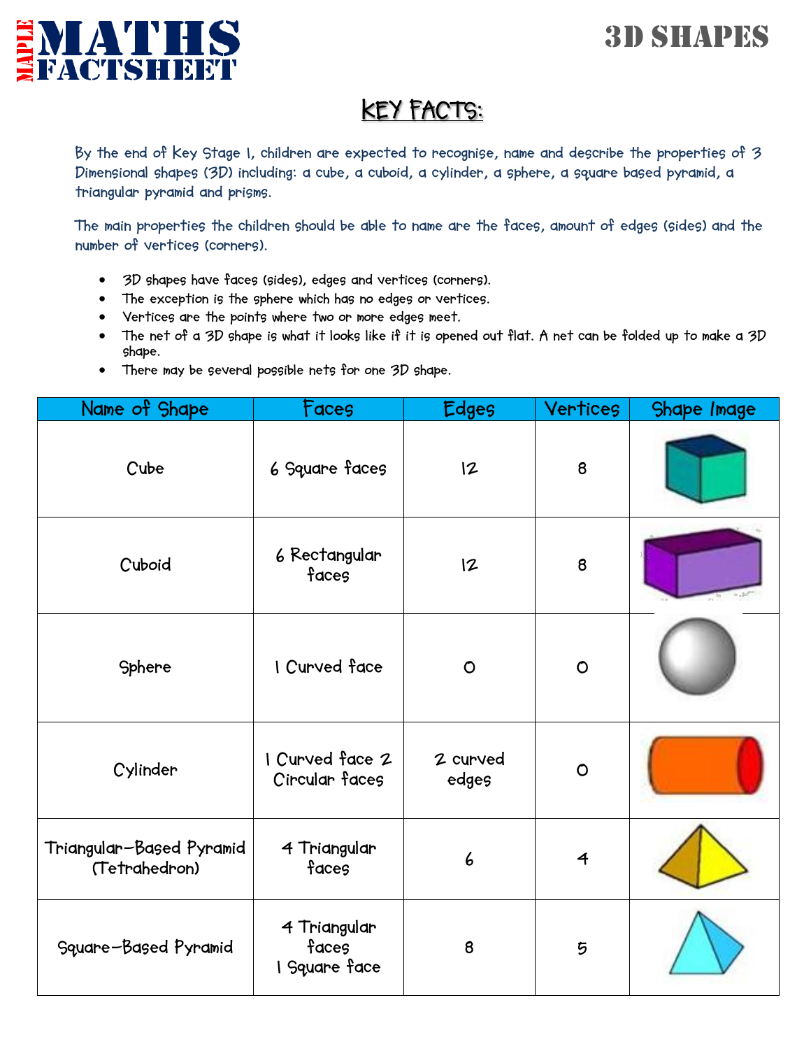# MAPLE MATHS FACTSHEET

# 3D SHAPES

## KEY FACTS:

By the end of Key Stage 1, children are expected to recognise, name and describe the properties of 3 Dimensional shapes (3D) including: a cube, a cuboid, a cylinder, a sphere, a square based pyramid, a triangular pyramid and prisms.

The main properties the children should be able to name are the faces, amount of edges (sides) and the number of vertices (corners).

- 3D shapes have faces (sides), edges and vertices (corners).
- The exception is the sphere which has no edges or vertices.
- Vertices are the points where two or more edges meet.
- The net of a 3D shape is what it looks like if it is opened out flat. A net can be folded up to make a 3D shape.
- There may be several possible nets for one 3D shape.

| Name of Shape | Faces | Edges | Vertices | Shape Image |
|---|---|---|---|---|
| Cube | 6 Square faces | 12 | 8 | |
| Cuboid | 6 Rectangular faces | 12 | 8 | |
| Sphere | 1 Curved face | 0 | 0 | |
| Cylinder | 1 Curved face 2 Circular faces | 2 curved edges | 0 | |
| Triangular-Based Pyramid (Tetrahedron) | 4 Triangular faces | 6 | 4 | |
| Square-Based Pyramid | 4 Triangular faces<br>1 Square face | 8 | 5 | |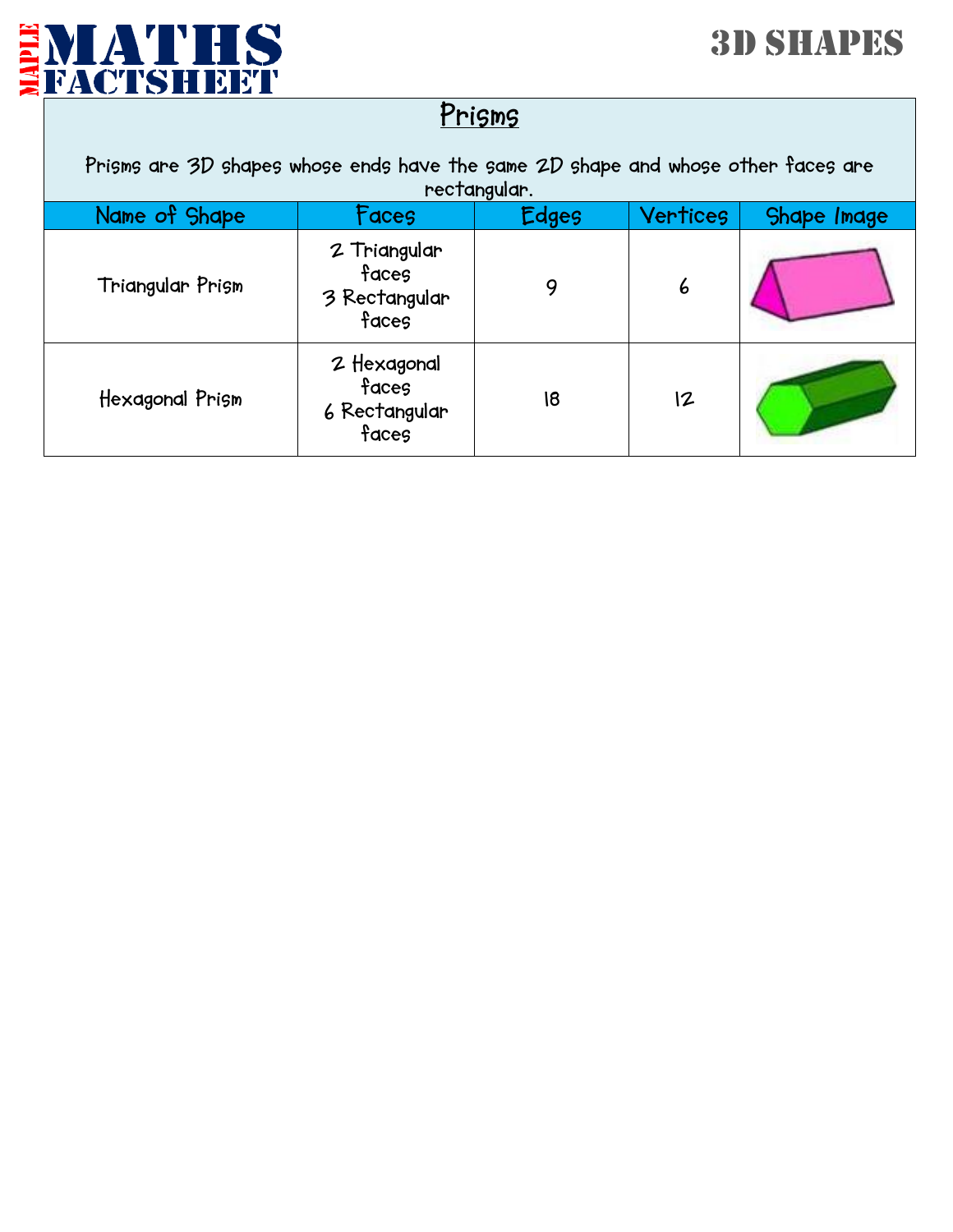## Prisms

Prisms are 3D shapes whose ends have the same 2D shape and whose other faces are rectangular.

| Name of Shape | Faces | Edges | Vertices | Shape Image |
|---|---|---|---|---|
| Triangular Prism | 2 Triangular faces<br>3 Rectangular faces | 9 | 6 | |
| Hexagonal Prism | 2 Hexagonal faces<br>6 Rectangular faces | 18 | 12 | |